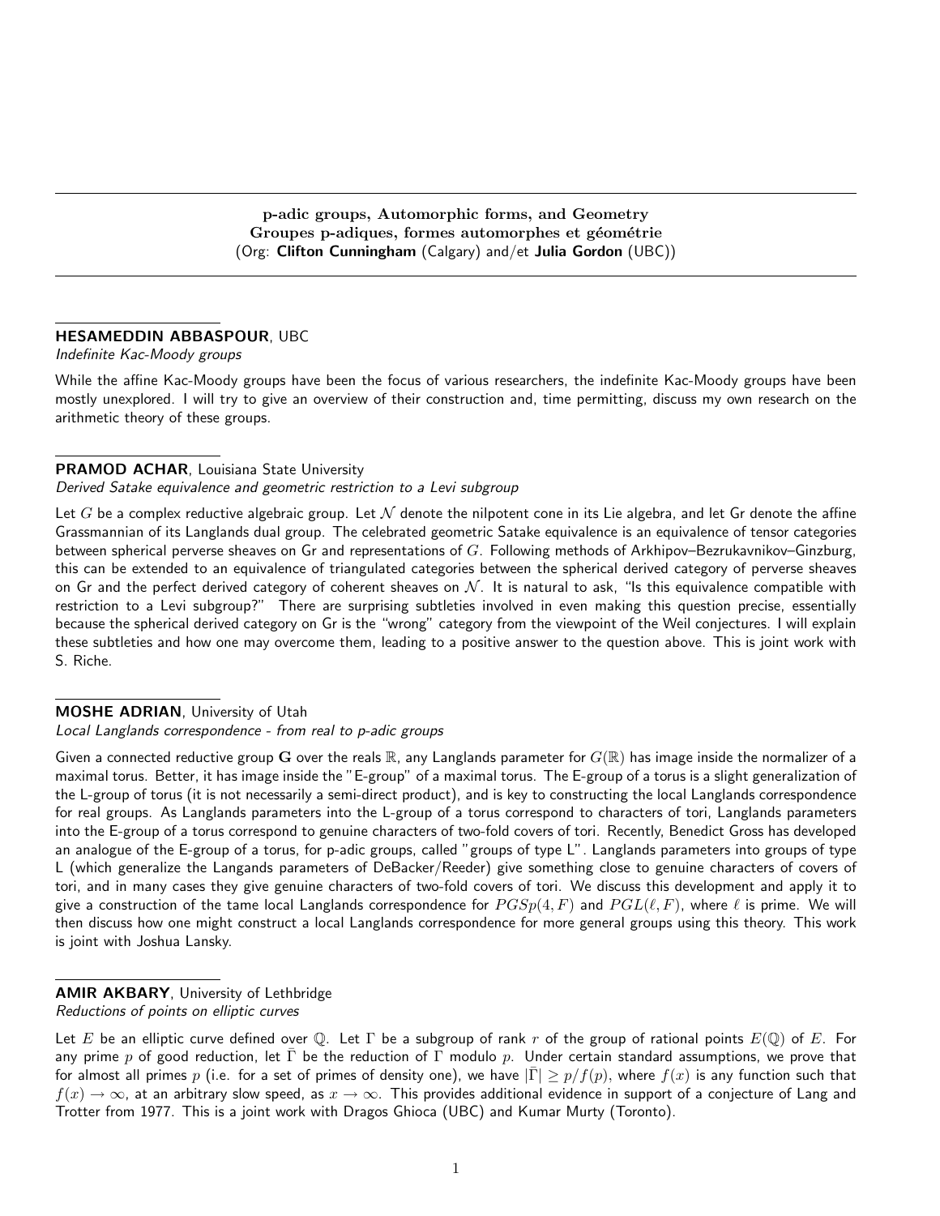## p-adic groups, Automorphic forms, and Geometry
## Groupes p-adiques, formes automorphes et géométrie
(Org: **Clifton Cunningham** (Calgary) and/et **Julia Gordon** (UBC))

---

**HESAMEDDIN ABBASPOUR**, UBC
*Indefinite Kac-Moody groups*

While the affine Kac-Moody groups have been the focus of various researchers, the indefinite Kac-Moody groups have been mostly unexplored. I will try to give an overview of their construction and, time permitting, discuss my own research on the arithmetic theory of these groups.

---

**PRAMOD ACHAR**, Louisiana State University
*Derived Satake equivalence and geometric restriction to a Levi subgroup*

Let $G$ be a complex reductive algebraic group. Let $\mathcal{N}$ denote the nilpotent cone in its Lie algebra, and let Gr denote the affine Grassmannian of its Langlands dual group. The celebrated geometric Satake equivalence is an equivalence of tensor categories between spherical perverse sheaves on Gr and representations of $G$. Following methods of Arkhipov–Bezrukavnikov–Ginzburg, this can be extended to an equivalence of triangulated categories between the spherical derived category of perverse sheaves on Gr and the perfect derived category of coherent sheaves on $\mathcal{N}$. It is natural to ask, "Is this equivalence compatible with restriction to a Levi subgroup?" There are surprising subtleties involved in even making this question precise, essentially because the spherical derived category on Gr is the "wrong" category from the viewpoint of the Weil conjectures. I will explain these subtleties and how one may overcome them, leading to a positive answer to the question above. This is joint work with S. Riche.

---

**MOSHE ADRIAN**, University of Utah
*Local Langlands correspondence - from real to p-adic groups*

Given a connected reductive group $\mathbf{G}$ over the reals $\mathbb{R}$, any Langlands parameter for $G(\mathbb{R})$ has image inside the normalizer of a maximal torus. Better, it has image inside the "E-group" of a maximal torus. The E-group of a torus is a slight generalization of the L-group of torus (it is not necessarily a semi-direct product), and is key to constructing the local Langlands correspondence for real groups. As Langlands parameters into the L-group of a torus correspond to characters of tori, Langlands parameters into the E-group of a torus correspond to genuine characters of two-fold covers of tori. Recently, Benedict Gross has developed an analogue of the E-group of a torus, for p-adic groups, called "groups of type L". Langlands parameters into groups of type L (which generalize the Langands parameters of DeBacker/Reeder) give something close to genuine characters of covers of tori, and in many cases they give genuine characters of two-fold covers of tori. We discuss this development and apply it to give a construction of the tame local Langlands correspondence for $PGSp(4, F)$ and $PGL(\ell, F)$, where $\ell$ is prime. We will then discuss how one might construct a local Langlands correspondence for more general groups using this theory. This work is joint with Joshua Lansky.

---

**AMIR AKBARY**, University of Lethbridge
*Reductions of points on elliptic curves*

Let $E$ be an elliptic curve defined over $\mathbb{Q}$. Let $\Gamma$ be a subgroup of rank $r$ of the group of rational points $E(\mathbb{Q})$ of $E$. For any prime $p$ of good reduction, let $\bar{\Gamma}$ be the reduction of $\Gamma$ modulo $p$. Under certain standard assumptions, we prove that for almost all primes $p$ (i.e. for a set of primes of density one), we have $|\bar{\Gamma}| \geq p/f(p)$, where $f(x)$ is any function such that $f(x) \to \infty$, at an arbitrary slow speed, as $x \to \infty$. This provides additional evidence in support of a conjecture of Lang and Trotter from 1977. This is a joint work with Dragos Ghioca (UBC) and Kumar Murty (Toronto).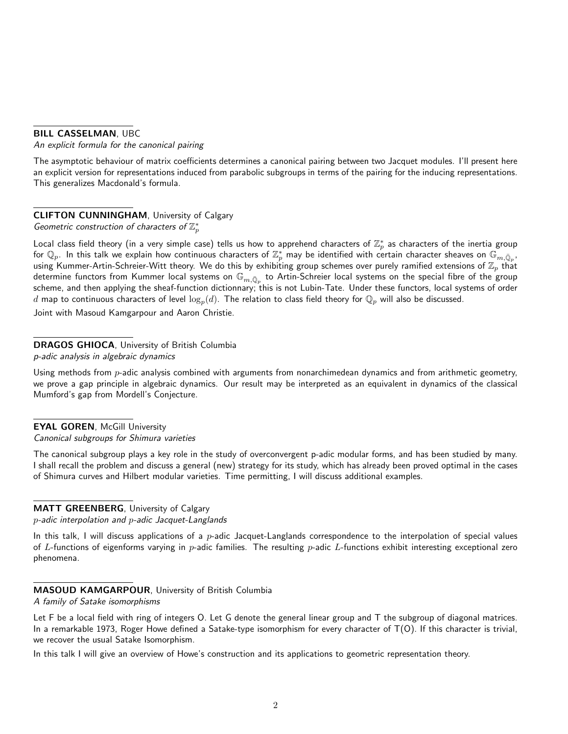**BILL CASSELMAN**, UBC
*An explicit formula for the canonical pairing*

The asymptotic behaviour of matrix coefficients determines a canonical pairing between two Jacquet modules. I'll present here an explicit version for representations induced from parabolic subgroups in terms of the pairing for the inducing representations. This generalizes Macdonald's formula.

**CLIFTON CUNNINGHAM**, University of Calgary
*Geometric construction of characters of $\mathbb{Z}_p^*$*

Local class field theory (in a very simple case) tells us how to apprehend characters of $\mathbb{Z}_p^*$ as characters of the inertia group for $\mathbb{Q}_p$. In this talk we explain how continuous characters of $\mathbb{Z}_p^*$ may be identified with certain character sheaves on $\mathbb{G}_{m,\bar{\mathbb{Q}}_p}$, using Kummer-Artin-Schreier-Witt theory. We do this by exhibiting group schemes over purely ramified extensions of $\mathbb{Z}_p$ that determine functors from Kummer local systems on $\mathbb{G}_{m,\bar{\mathbb{Q}}_p}$ to Artin-Schreier local systems on the special fibre of the group scheme, and then applying the sheaf-function dictionnary; this is not Lubin-Tate. Under these functors, local systems of order $d$ map to continuous characters of level $\log_p(d)$. The relation to class field theory for $\mathbb{Q}_p$ will also be discussed.

Joint with Masoud Kamgarpour and Aaron Christie.

**DRAGOS GHIOCA**, University of British Columbia
*p-adic analysis in algebraic dynamics*

Using methods from $p$-adic analysis combined with arguments from nonarchimedean dynamics and from arithmetic geometry, we prove a gap principle in algebraic dynamics. Our result may be interpreted as an equivalent in dynamics of the classical Mumford's gap from Mordell's Conjecture.

**EYAL GOREN**, McGill University
*Canonical subgroups for Shimura varieties*

The canonical subgroup plays a key role in the study of overconvergent p-adic modular forms, and has been studied by many. I shall recall the problem and discuss a general (new) strategy for its study, which has already been proved optimal in the cases of Shimura curves and Hilbert modular varieties. Time permitting, I will discuss additional examples.

**MATT GREENBERG**, University of Calgary
*$p$-adic interpolation and $p$-adic Jacquet-Langlands*

In this talk, I will discuss applications of a $p$-adic Jacquet-Langlands correspondence to the interpolation of special values of $L$-functions of eigenforms varying in $p$-adic families. The resulting $p$-adic $L$-functions exhibit interesting exceptional zero phenomena.

**MASOUD KAMGARPOUR**, University of British Columbia
*A family of Satake isomorphisms*

Let F be a local field with ring of integers O. Let G denote the general linear group and T the subgroup of diagonal matrices. In a remarkable 1973, Roger Howe defined a Satake-type isomorphism for every character of T(O). If this character is trivial, we recover the usual Satake Isomorphism.

In this talk I will give an overview of Howe's construction and its applications to geometric representation theory.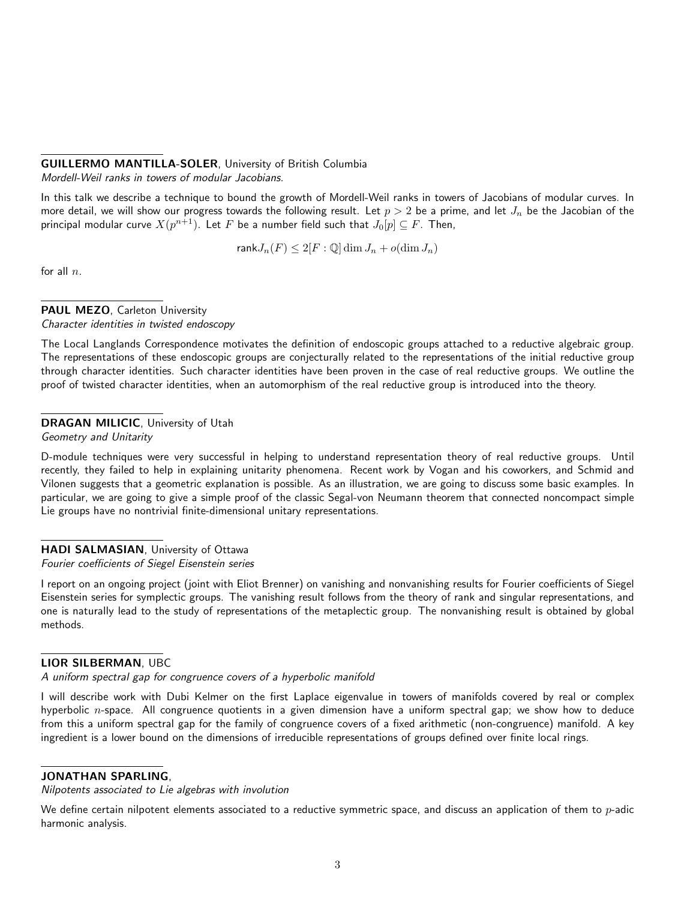**GUILLERMO MANTILLA-SOLER**, University of British Columbia
*Mordell-Weil ranks in towers of modular Jacobians.*

In this talk we describe a technique to bound the growth of Mordell-Weil ranks in towers of Jacobians of modular curves. In more detail, we will show our progress towards the following result. Let $p > 2$ be a prime, and let $J_n$ be the Jacobian of the principal modular curve $X(p^{n+1})$. Let $F$ be a number field such that $J_0[p] \subseteq F$. Then,

$$\text{rank} J_n(F) \leq 2[F : \mathbb{Q}] \dim J_n + o(\dim J_n)$$

for all $n$.

**PAUL MEZO**, Carleton University
*Character identities in twisted endoscopy*

The Local Langlands Correspondence motivates the definition of endoscopic groups attached to a reductive algebraic group. The representations of these endoscopic groups are conjecturally related to the representations of the initial reductive group through character identities. Such character identities have been proven in the case of real reductive groups. We outline the proof of twisted character identities, when an automorphism of the real reductive group is introduced into the theory.

**DRAGAN MILICIC**, University of Utah
*Geometry and Unitarity*

D-module techniques were very successful in helping to understand representation theory of real reductive groups. Until recently, they failed to help in explaining unitarity phenomena. Recent work by Vogan and his coworkers, and Schmid and Vilonen suggests that a geometric explanation is possible. As an illustration, we are going to discuss some basic examples. In particular, we are going to give a simple proof of the classic Segal-von Neumann theorem that connected noncompact simple Lie groups have no nontrivial finite-dimensional unitary representations.

**HADI SALMASIAN**, University of Ottawa
*Fourier coefficients of Siegel Eisenstein series*

I report on an ongoing project (joint with Eliot Brenner) on vanishing and nonvanishing results for Fourier coefficients of Siegel Eisenstein series for symplectic groups. The vanishing result follows from the theory of rank and singular representations, and one is naturally lead to the study of representations of the metaplectic group. The nonvanishing result is obtained by global methods.

**LIOR SILBERMAN**, UBC
*A uniform spectral gap for congruence covers of a hyperbolic manifold*

I will describe work with Dubi Kelmer on the first Laplace eigenvalue in towers of manifolds covered by real or complex hyperbolic $n$-space. All congruence quotients in a given dimension have a uniform spectral gap; we show how to deduce from this a uniform spectral gap for the family of congruence covers of a fixed arithmetic (non-congruence) manifold. A key ingredient is a lower bound on the dimensions of irreducible representations of groups defined over finite local rings.

**JONATHAN SPARLING**,
*Nilpotents associated to Lie algebras with involution*

We define certain nilpotent elements associated to a reductive symmetric space, and discuss an application of them to $p$-adic harmonic analysis.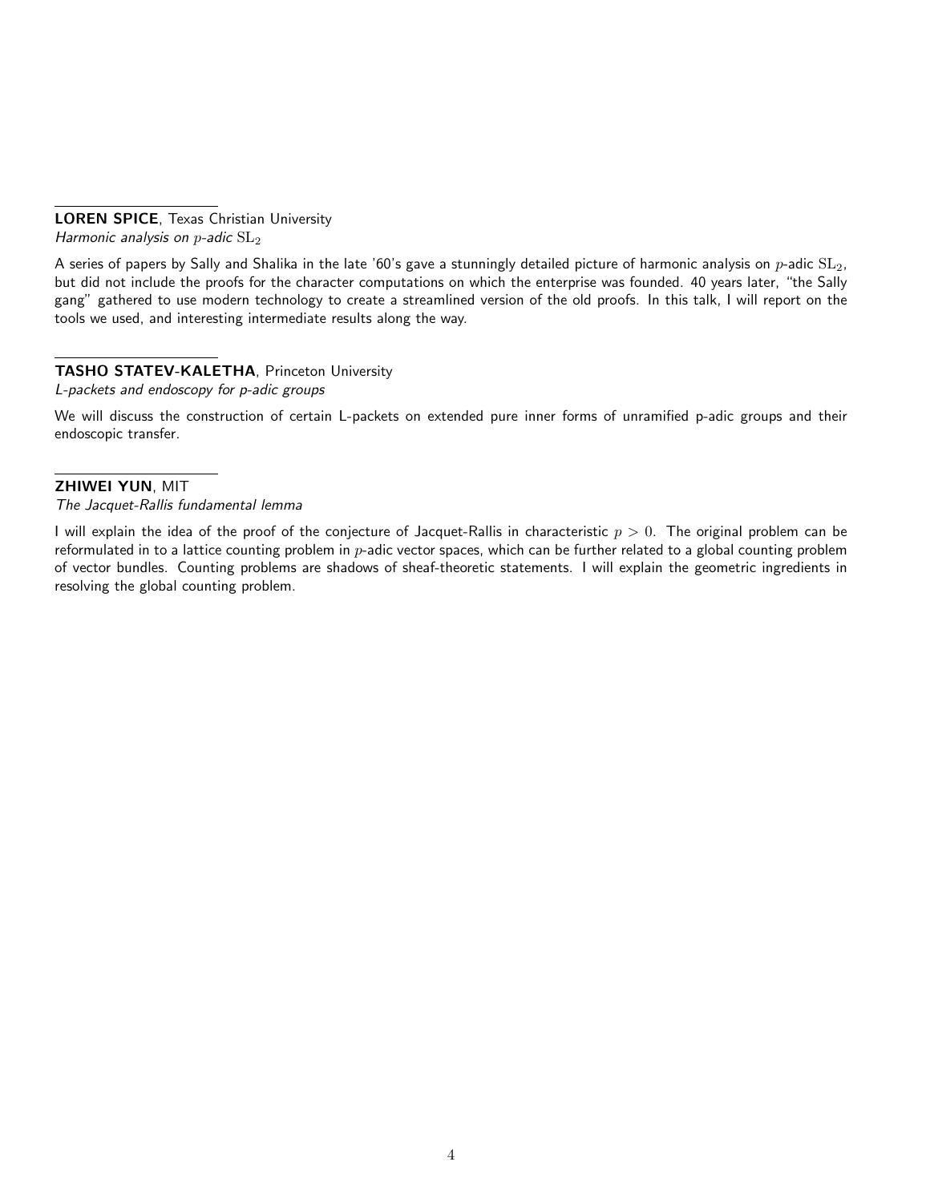**LOREN SPICE**, Texas Christian University
*Harmonic analysis on $p$-adic $\mathrm{SL}_2$*

A series of papers by Sally and Shalika in the late '60's gave a stunningly detailed picture of harmonic analysis on $p$-adic $\mathrm{SL}_2$, but did not include the proofs for the character computations on which the enterprise was founded. 40 years later, "the Sally gang" gathered to use modern technology to create a streamlined version of the old proofs. In this talk, I will report on the tools we used, and interesting intermediate results along the way.

**TASHO STATEV-KALETHA**, Princeton University
*L-packets and endoscopy for p-adic groups*

We will discuss the construction of certain L-packets on extended pure inner forms of unramified p-adic groups and their endoscopic transfer.

**ZHIWEI YUN**, MIT
*The Jacquet-Rallis fundamental lemma*

I will explain the idea of the proof of the conjecture of Jacquet-Rallis in characteristic $p > 0$. The original problem can be reformulated in to a lattice counting problem in $p$-adic vector spaces, which can be further related to a global counting problem of vector bundles. Counting problems are shadows of sheaf-theoretic statements. I will explain the geometric ingredients in resolving the global counting problem.